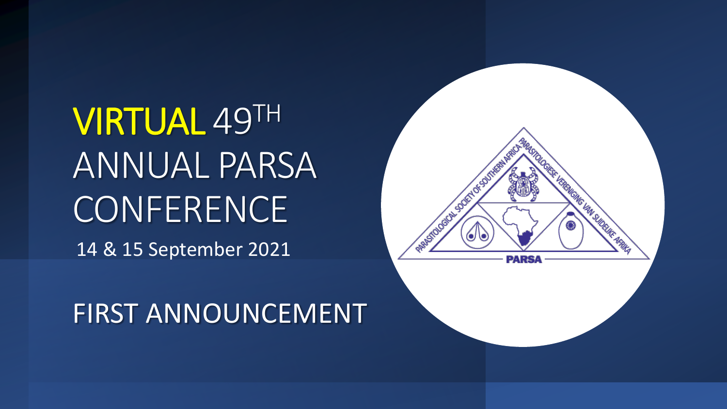# VIRTUAL 49TH ANNUAL PARSA CONFERENCE

14 & 15 September 2021

## FIRST ANNOUNCEMENT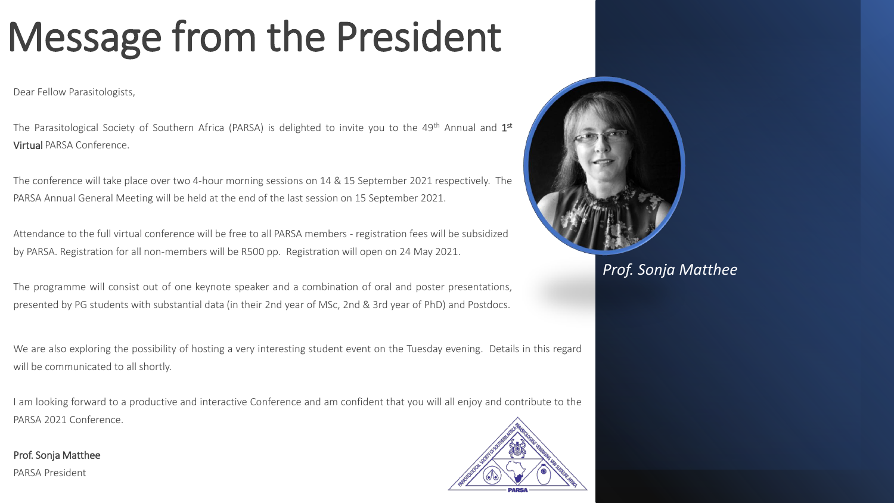# Message from the President

Dear Fellow Parasitologists,

The Parasitological Society of Southern Africa (PARSA) is delighted to invite you to the 49th Annual and **1st Virtual** PARSA Conference.

The conference will take place over two 4-hour morning sessions on 14 & 15 September 2021 respectively. The PARSA Annual General Meeting will be held at the end of the last session on 15 September 2021.

Attendance to the full virtual conference will be free to all PARSA members - registration fees will be subsidized by PARSA. Registration for all non-members will be R500 pp. Registration will open on 24 May 2021.

The programme will consist out of one keynote speaker and a combination of oral and poster presentations, presented by PG students with substantial data (in their 2nd year of MSc, 2nd & 3rd year of PhD) and Postdocs.

We are also exploring the possibility of hosting a very interesting student event on the Tuesday evening. Details in this regard will be communicated to all shortly.

I am looking forward to a productive and interactive Conference and am confident that you will all enjoy and contribute to the PARSA 2021 Conference.

**Prof. Sonja Matthee**
PARSA President

*Prof. Sonja Matthee*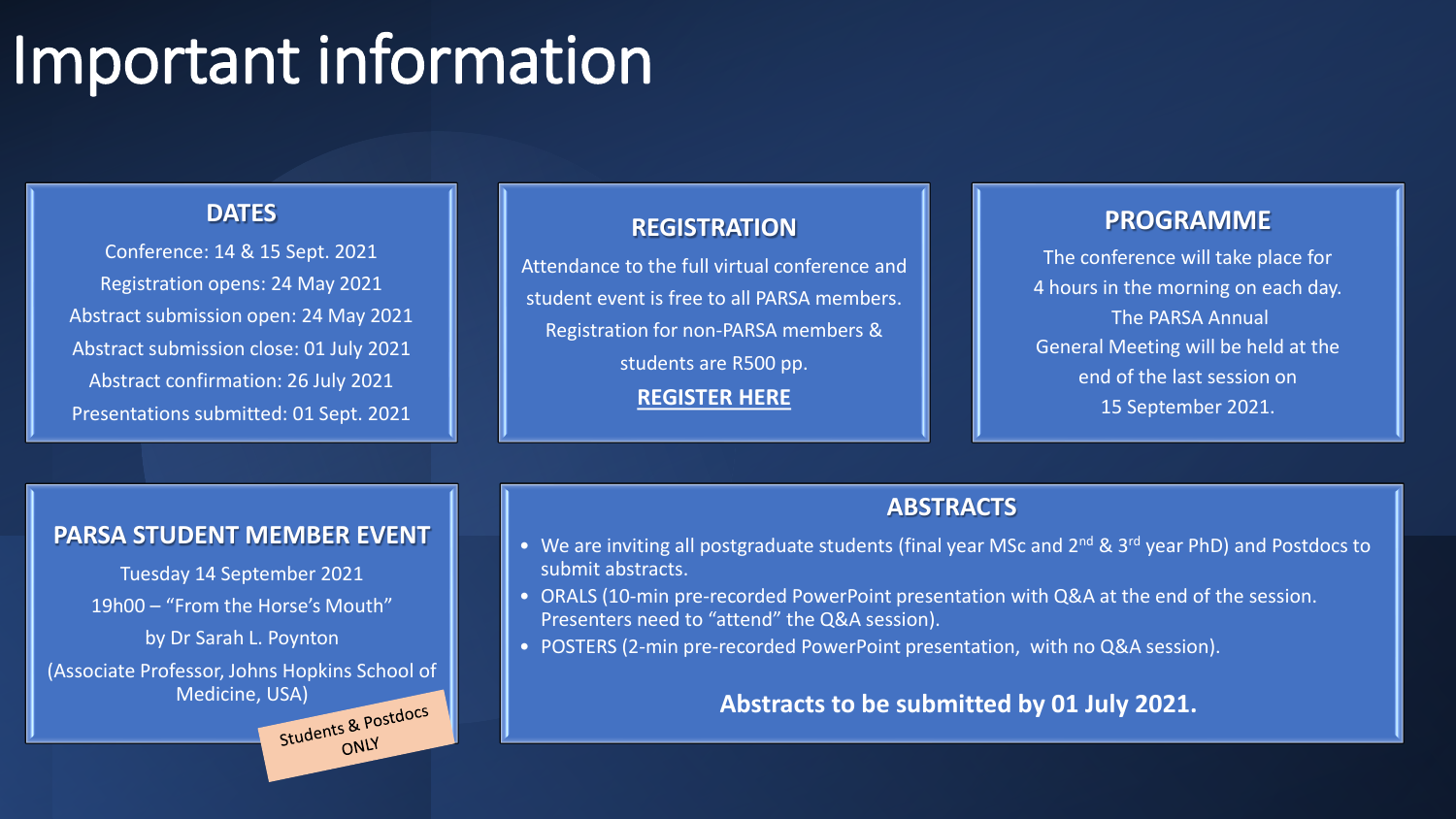# Important information

## DATES

Conference: 14 & 15 Sept. 2021
Registration opens: 24 May 2021
Abstract submission open: 24 May 2021
Abstract submission close: 01 July 2021
Abstract confirmation: 26 July 2021
Presentations submitted: 01 Sept. 2021

## REGISTRATION

Attendance to the full virtual conference and student event is free to all PARSA members. Registration for non-PARSA members & students are R500 pp.

**REGISTER HERE**

## PROGRAMME

The conference will take place for 4 hours in the morning on each day. The PARSA Annual General Meeting will be held at the end of the last session on 15 September 2021.

## PARSA STUDENT MEMBER EVENT

Tuesday 14 September 2021
19h00 – "From the Horse's Mouth"
by Dr Sarah L. Poynton
(Associate Professor, Johns Hopkins School of Medicine, USA)

Students & Postdocs ONLY

## ABSTRACTS

- We are inviting all postgraduate students (final year MSc and 2nd & 3rd year PhD) and Postdocs to submit abstracts.
- ORALS (10-min pre-recorded PowerPoint presentation with Q&A at the end of the session. Presenters need to "attend" the Q&A session).
- POSTERS (2-min pre-recorded PowerPoint presentation, with no Q&A session).

**Abstracts to be submitted by 01 July 2021.**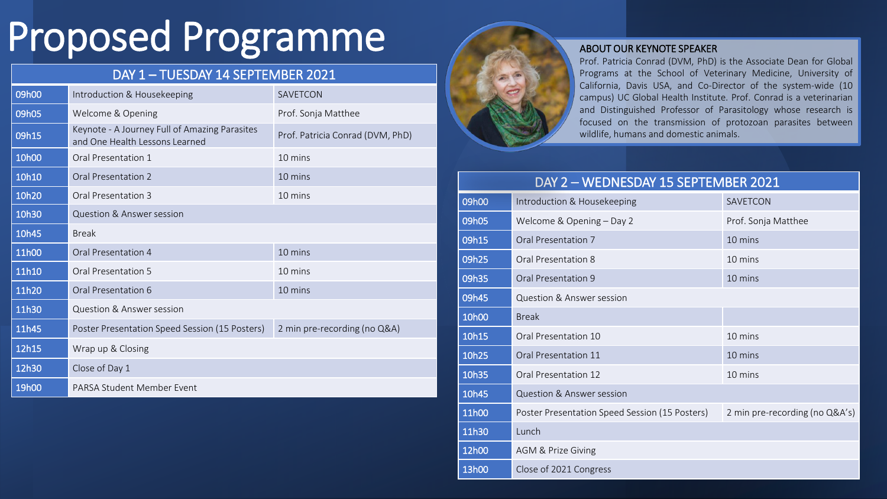# Proposed Programme

| DAY 1 – TUESDAY 14 SEPTEMBER 2021 | | |
|---|---|---|
| 09h00 | Introduction & Housekeeping | SAVETCON |
| 09h05 | Welcome & Opening | Prof. Sonja Matthee |
| 09h15 | Keynote - A Journey Full of Amazing Parasites and One Health Lessons Learned | Prof. Patricia Conrad (DVM, PhD) |
| 10h00 | Oral Presentation 1 | 10 mins |
| 10h10 | Oral Presentation 2 | 10 mins |
| 10h20 | Oral Presentation 3 | 10 mins |
| 10h30 | Question & Answer session | |
| 10h45 | Break | |
| 11h00 | Oral Presentation 4 | 10 mins |
| 11h10 | Oral Presentation 5 | 10 mins |
| 11h20 | Oral Presentation 6 | 10 mins |
| 11h30 | Question & Answer session | |
| 11h45 | Poster Presentation Speed Session (15 Posters) | 2 min pre-recording (no Q&A) |
| 12h15 | Wrap up & Closing | |
| 12h30 | Close of Day 1 | |
| 19h00 | PARSA Student Member Event | |

## ABOUT OUR KEYNOTE SPEAKER

Prof. Patricia Conrad (DVM, PhD) is the Associate Dean for Global Programs at the School of Veterinary Medicine, University of California, Davis USA, and Co-Director of the system-wide (10 campus) UC Global Health Institute. Prof. Conrad is a veterinarian and Distinguished Professor of Parasitology whose research is focused on the transmission of protozoan parasites between wildlife, humans and domestic animals.

| DAY 2 – WEDNESDAY 15 SEPTEMBER 2021 | | |
|---|---|---|
| 09h00 | Introduction & Housekeeping | SAVETCON |
| 09h05 | Welcome & Opening – Day 2 | Prof. Sonja Matthee |
| 09h15 | Oral Presentation 7 | 10 mins |
| 09h25 | Oral Presentation 8 | 10 mins |
| 09h35 | Oral Presentation 9 | 10 mins |
| 09h45 | Question & Answer session | |
| 10h00 | Break | |
| 10h15 | Oral Presentation 10 | 10 mins |
| 10h25 | Oral Presentation 11 | 10 mins |
| 10h35 | Oral Presentation 12 | 10 mins |
| 10h45 | Question & Answer session | |
| 11h00 | Poster Presentation Speed Session (15 Posters) | 2 min pre-recording (no Q&A's) |
| 11h30 | Lunch | |
| 12h00 | AGM & Prize Giving | |
| 13h00 | Close of 2021 Congress | |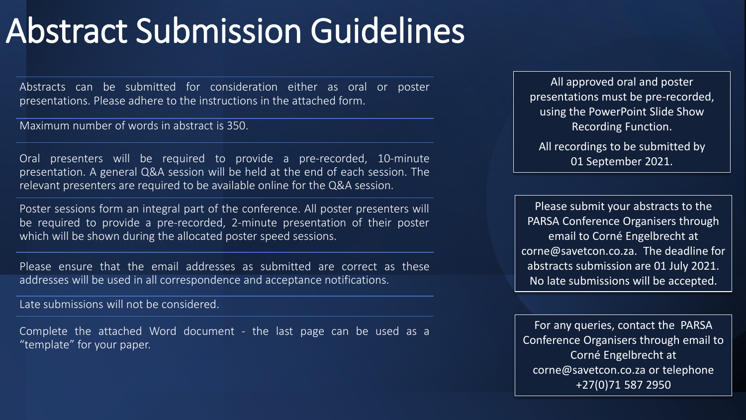# Abstract Submission Guidelines

Abstracts can be submitted for consideration either as oral or poster presentations. Please adhere to the instructions in the attached form.

Maximum number of words in abstract is 350.

Oral presenters will be required to provide a pre-recorded, 10-minute presentation. A general Q&A session will be held at the end of each session. The relevant presenters are required to be available online for the Q&A session.

Poster sessions form an integral part of the conference. All poster presenters will be required to provide a pre-recorded, 2-minute presentation of their poster which will be shown during the allocated poster speed sessions.

Please ensure that the email addresses as submitted are correct as these addresses will be used in all correspondence and acceptance notifications.

Late submissions will not be considered.

Complete the attached Word document - the last page can be used as a "template" for your paper.

All approved oral and poster presentations must be pre-recorded, using the PowerPoint Slide Show Recording Function.

All recordings to be submitted by 01 September 2021.

Please submit your abstracts to the PARSA Conference Organisers through email to Corné Engelbrecht at corne@savetcon.co.za. The deadline for abstracts submission are 01 July 2021. No late submissions will be accepted.

For any queries, contact the PARSA Conference Organisers through email to Corné Engelbrecht at corne@savetcon.co.za or telephone +27(0)71 587 2950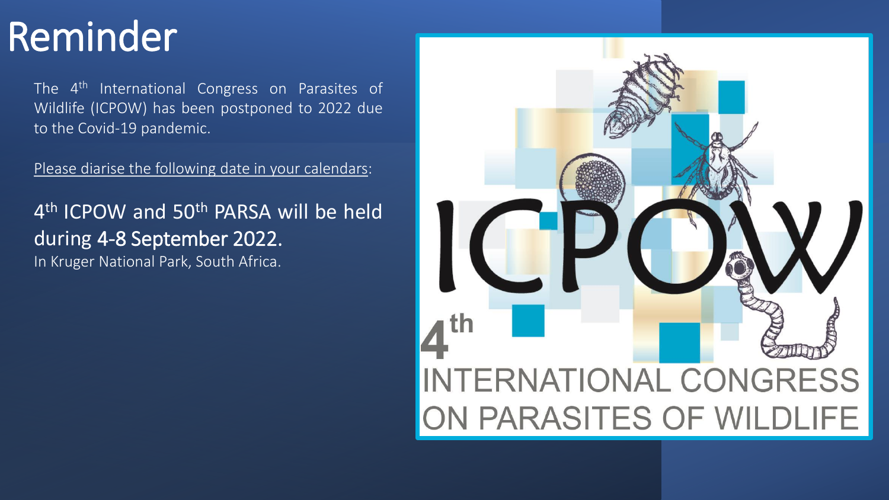# Reminder

The 4th International Congress on Parasites of Wildlife (ICPOW) has been postponed to 2022 due to the Covid-19 pandemic.

Please diarise the following date in your calendars:

4th ICPOW and 50th PARSA will be held during 4-8 September 2022.
In Kruger National Park, South Africa.

ICPOW

4th INTERNATIONAL CONGRESS ON PARASITES OF WILDLIFE